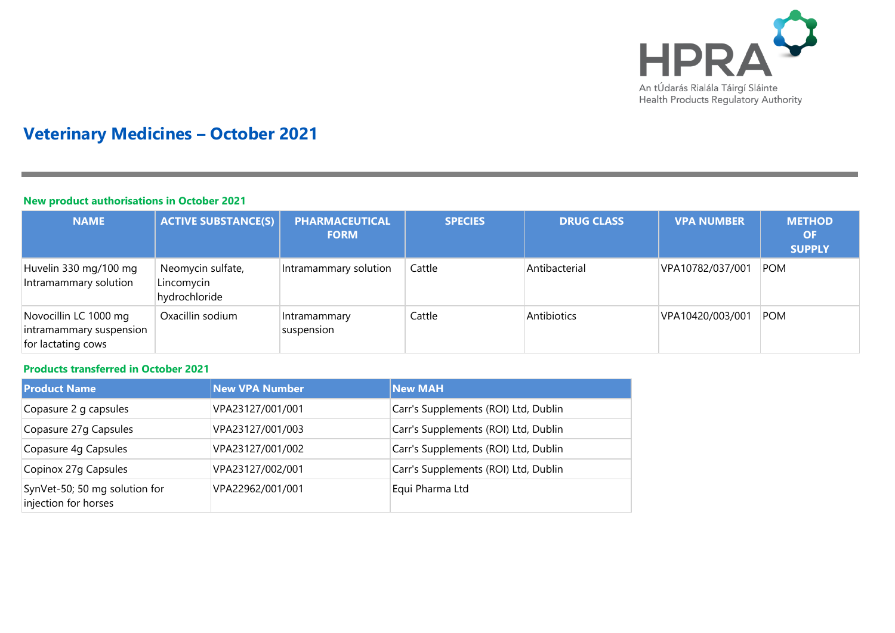# Veterinary Medicines – October 2021

## New product authorisations in October 2021

| NAME | ACTIVE SUBSTANCE(S) | PHARMACEUTICAL FORM | SPECIES | DRUG CLASS | VPA NUMBER | METHOD OF SUPPLY |
|---|---|---|---|---|---|---|
| Huvelin 330 mg/100 mg Intramammary solution | Neomycin sulfate, Lincomycin hydrochloride | Intramammary solution | Cattle | Antibacterial | VPA10782/037/001 | POM |
| Novocillin LC 1000 mg intramammary suspension for lactating cows | Oxacillin sodium | Intramammary suspension | Cattle | Antibiotics | VPA10420/003/001 | POM |

## Products transferred in October 2021

| Product Name | New VPA Number | New MAH |
|---|---|---|
| Copasure 2 g capsules | VPA23127/001/001 | Carr's Supplements (ROI) Ltd, Dublin |
| Copasure 27g Capsules | VPA23127/001/003 | Carr's Supplements (ROI) Ltd, Dublin |
| Copasure 4g Capsules | VPA23127/001/002 | Carr's Supplements (ROI) Ltd, Dublin |
| Copinox 27g Capsules | VPA23127/002/001 | Carr's Supplements (ROI) Ltd, Dublin |
| SynVet-50; 50 mg solution for injection for horses | VPA22962/001/001 | Equi Pharma Ltd |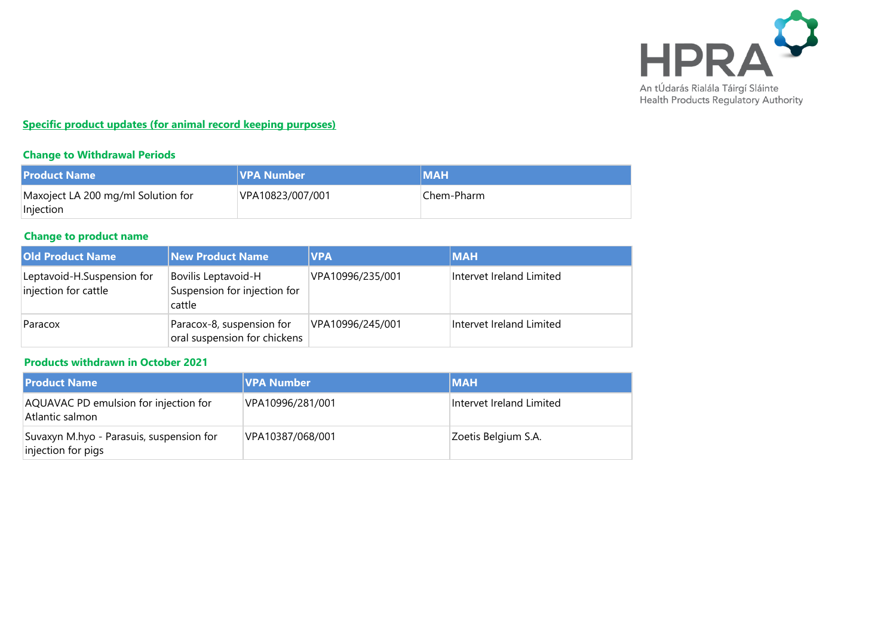## Specific product updates (for animal record keeping purposes)

### Change to Withdrawal Periods

| Product Name | VPA Number | MAH |
|---|---|---|
| Maxoject LA 200 mg/ml Solution for Injection | VPA10823/007/001 | Chem-Pharm |

### Change to product name

| Old Product Name | New Product Name | VPA | MAH |
|---|---|---|---|
| Leptavoid-H.Suspension for injection for cattle | Bovilis Leptavoid-H Suspension for injection for cattle | VPA10996/235/001 | Intervet Ireland Limited |
| Paracox | Paracox-8, suspension for oral suspension for chickens | VPA10996/245/001 | Intervet Ireland Limited |

### Products withdrawn in October 2021

| Product Name | VPA Number | MAH |
|---|---|---|
| AQUAVAC PD emulsion for injection for Atlantic salmon | VPA10996/281/001 | Intervet Ireland Limited |
| Suvaxyn M.hyo - Parasuis, suspension for injection for pigs | VPA10387/068/001 | Zoetis Belgium S.A. |